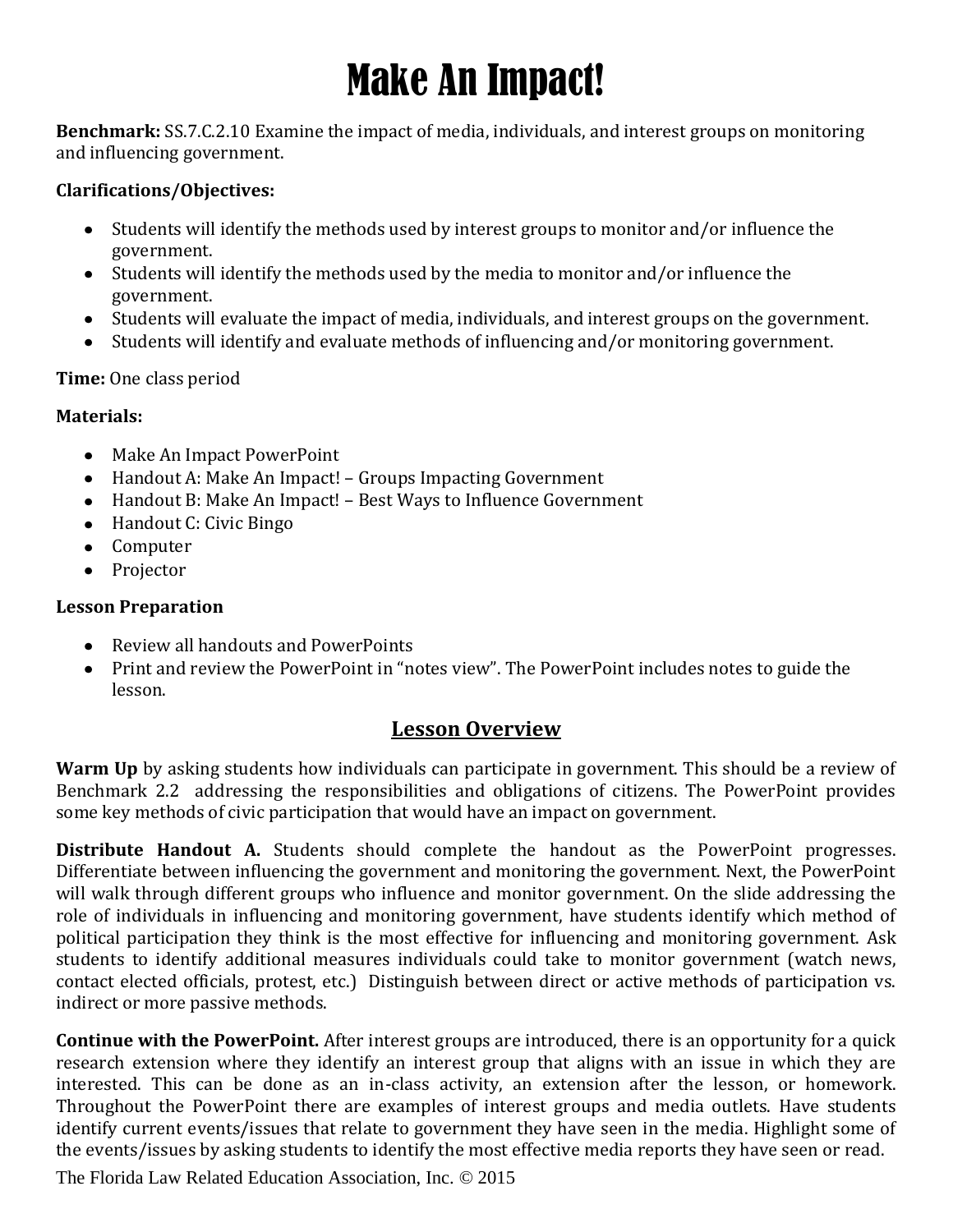# Make An Impact!

**Benchmark:** SS.7.C.2.10 Examine the impact of media, individuals, and interest groups on monitoring and influencing government.

**Clarifications/Objectives:**

- Students will identify the methods used by interest groups to monitor and/or influence the government.
- Students will identify the methods used by the media to monitor and/or influence the government.
- Students will evaluate the impact of media, individuals, and interest groups on the government.
- Students will identify and evaluate methods of influencing and/or monitoring government.

**Time:** One class period

**Materials:**

- Make An Impact PowerPoint
- Handout A: Make An Impact! – Groups Impacting Government
- Handout B: Make An Impact! – Best Ways to Influence Government
- Handout C: Civic Bingo
- Computer
- Projector

**Lesson Preparation**

- Review all handouts and PowerPoints
- Print and review the PowerPoint in "notes view". The PowerPoint includes notes to guide the lesson.

## Lesson Overview

**Warm Up** by asking students how individuals can participate in government. This should be a review of Benchmark 2.2 addressing the responsibilities and obligations of citizens. The PowerPoint provides some key methods of civic participation that would have an impact on government.

**Distribute Handout A.** Students should complete the handout as the PowerPoint progresses. Differentiate between influencing the government and monitoring the government. Next, the PowerPoint will walk through different groups who influence and monitor government. On the slide addressing the role of individuals in influencing and monitoring government, have students identify which method of political participation they think is the most effective for influencing and monitoring government. Ask students to identify additional measures individuals could take to monitor government (watch news, contact elected officials, protest, etc.) Distinguish between direct or active methods of participation vs. indirect or more passive methods.

**Continue with the PowerPoint.** After interest groups are introduced, there is an opportunity for a quick research extension where they identify an interest group that aligns with an issue in which they are interested. This can be done as an in-class activity, an extension after the lesson, or homework. Throughout the PowerPoint there are examples of interest groups and media outlets. Have students identify current events/issues that relate to government they have seen in the media. Highlight some of the events/issues by asking students to identify the most effective media reports they have seen or read.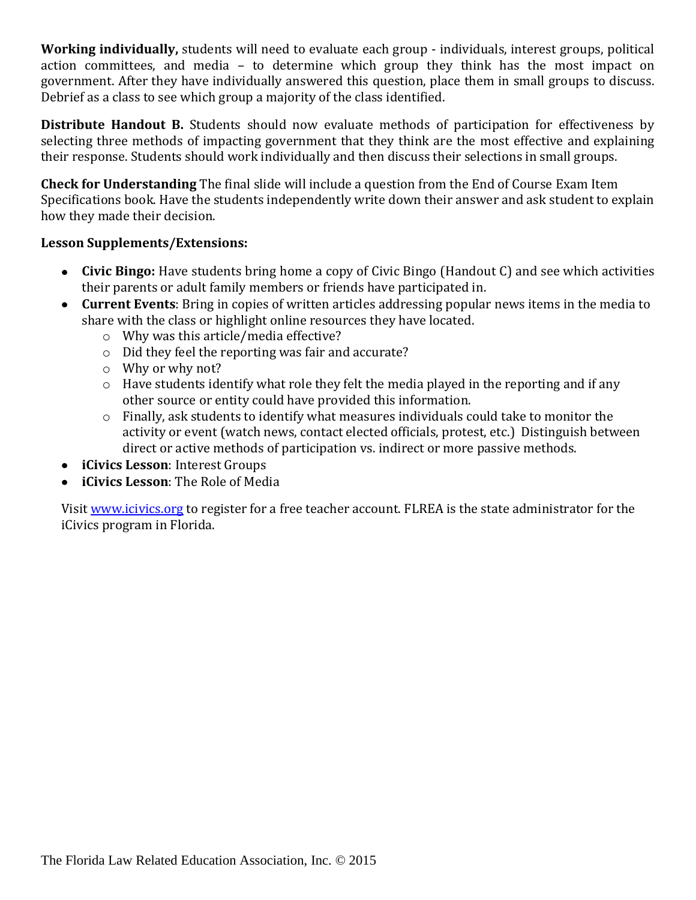**Working individually,** students will need to evaluate each group - individuals, interest groups, political action committees, and media – to determine which group they think has the most impact on government. After they have individually answered this question, place them in small groups to discuss. Debrief as a class to see which group a majority of the class identified.

**Distribute Handout B.** Students should now evaluate methods of participation for effectiveness by selecting three methods of impacting government that they think are the most effective and explaining their response. Students should work individually and then discuss their selections in small groups.

**Check for Understanding** The final slide will include a question from the End of Course Exam Item Specifications book. Have the students independently write down their answer and ask student to explain how they made their decision.

**Lesson Supplements/Extensions:**

- **Civic Bingo:** Have students bring home a copy of Civic Bingo (Handout C) and see which activities their parents or adult family members or friends have participated in.
- **Current Events**: Bring in copies of written articles addressing popular news items in the media to share with the class or highlight online resources they have located.
  - Why was this article/media effective?
  - Did they feel the reporting was fair and accurate?
  - Why or why not?
  - Have students identify what role they felt the media played in the reporting and if any other source or entity could have provided this information.
  - Finally, ask students to identify what measures individuals could take to monitor the activity or event (watch news, contact elected officials, protest, etc.) Distinguish between direct or active methods of participation vs. indirect or more passive methods.
- **iCivics Lesson**: Interest Groups
- **iCivics Lesson**: The Role of Media

Visit [www.icivics.org](http://www.icivics.org) to register for a free teacher account. FLREA is the state administrator for the iCivics program in Florida.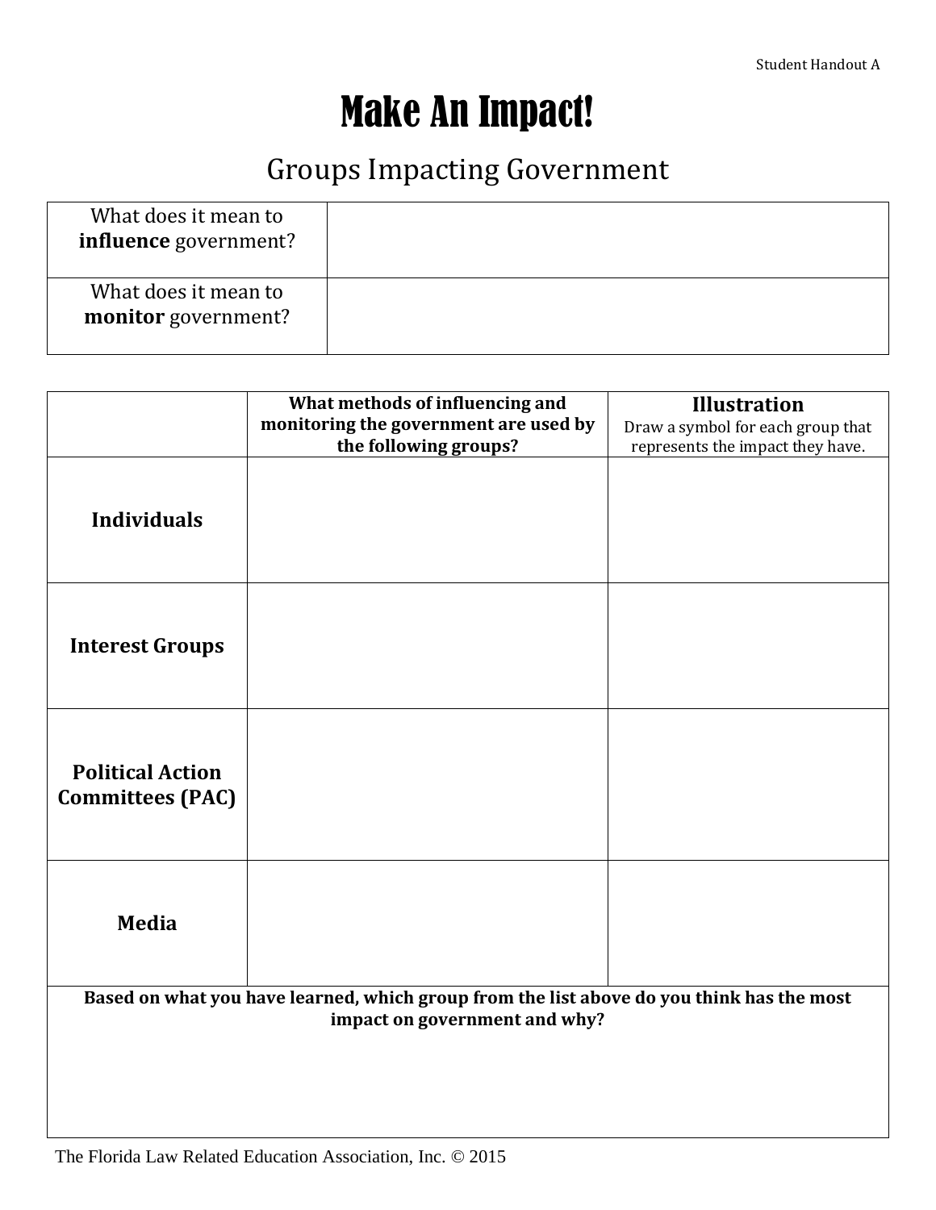Student Handout A

# Make An Impact!

## Groups Impacting Government

| What does it mean to **influence** government? | |
|---|---|
| What does it mean to **monitor** government? | |

| | **What methods of influencing and monitoring the government are used by the following groups?** | **Illustration** Draw a symbol for each group that represents the impact they have. |
|---|---|---|
| **Individuals** | | |
| **Interest Groups** | | |
| **Political Action Committees (PAC)** | | |
| **Media** | | |

| **Based on what you have learned, which group from the list above do you think has the most impact on government and why?** |
|---|
| |

The Florida Law Related Education Association, Inc. © 2015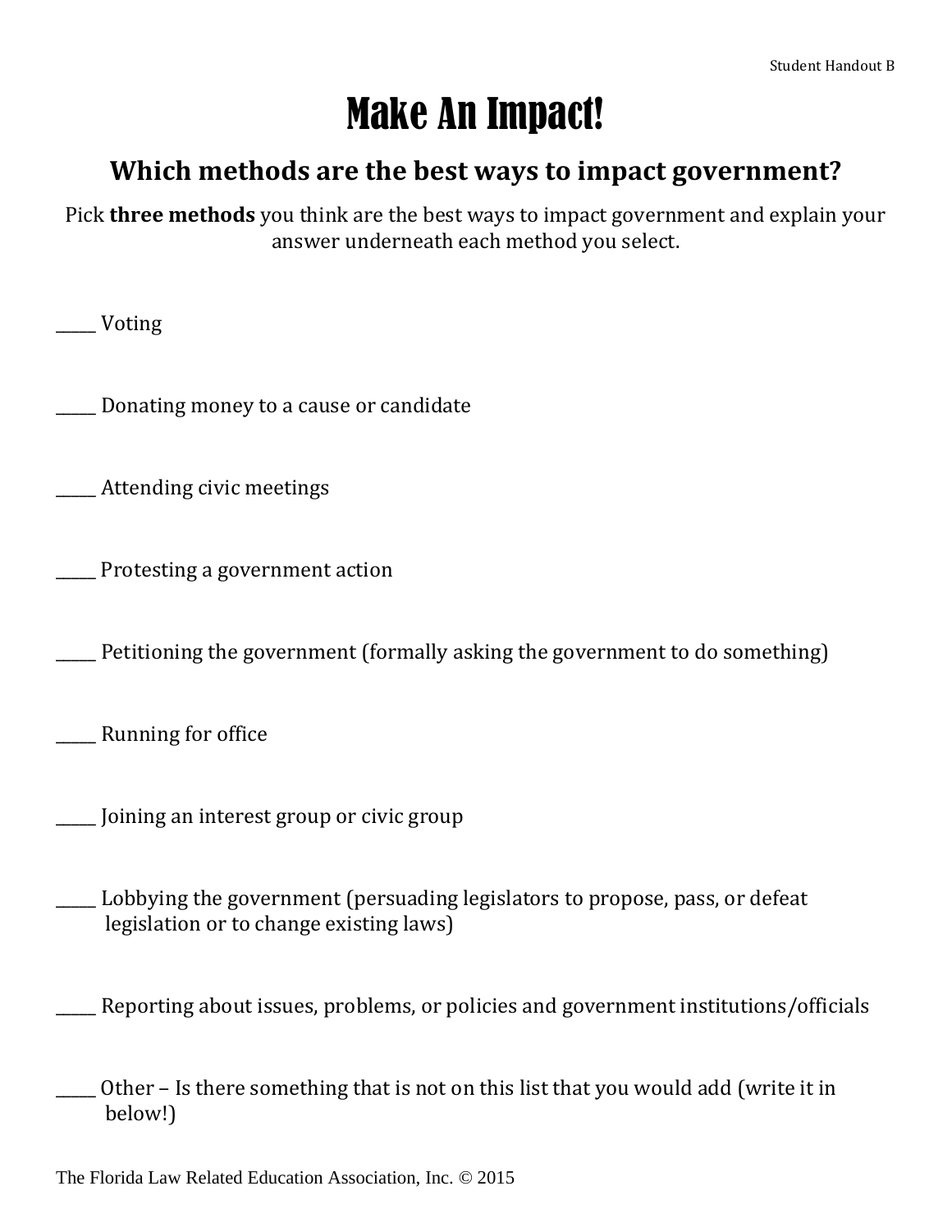Student Handout B

# Make An Impact!

## Which methods are the best ways to impact government?

Pick **three methods** you think are the best ways to impact government and explain your answer underneath each method you select.

_____ Voting

_____ Donating money to a cause or candidate

_____ Attending civic meetings

_____ Protesting a government action

_____ Petitioning the government (formally asking the government to do something)

_____ Running for office

_____ Joining an interest group or civic group

_____ Lobbying the government (persuading legislators to propose, pass, or defeat legislation or to change existing laws)

_____ Reporting about issues, problems, or policies and government institutions/officials

_____ Other – Is there something that is not on this list that you would add (write it in below!)

The Florida Law Related Education Association, Inc. © 2015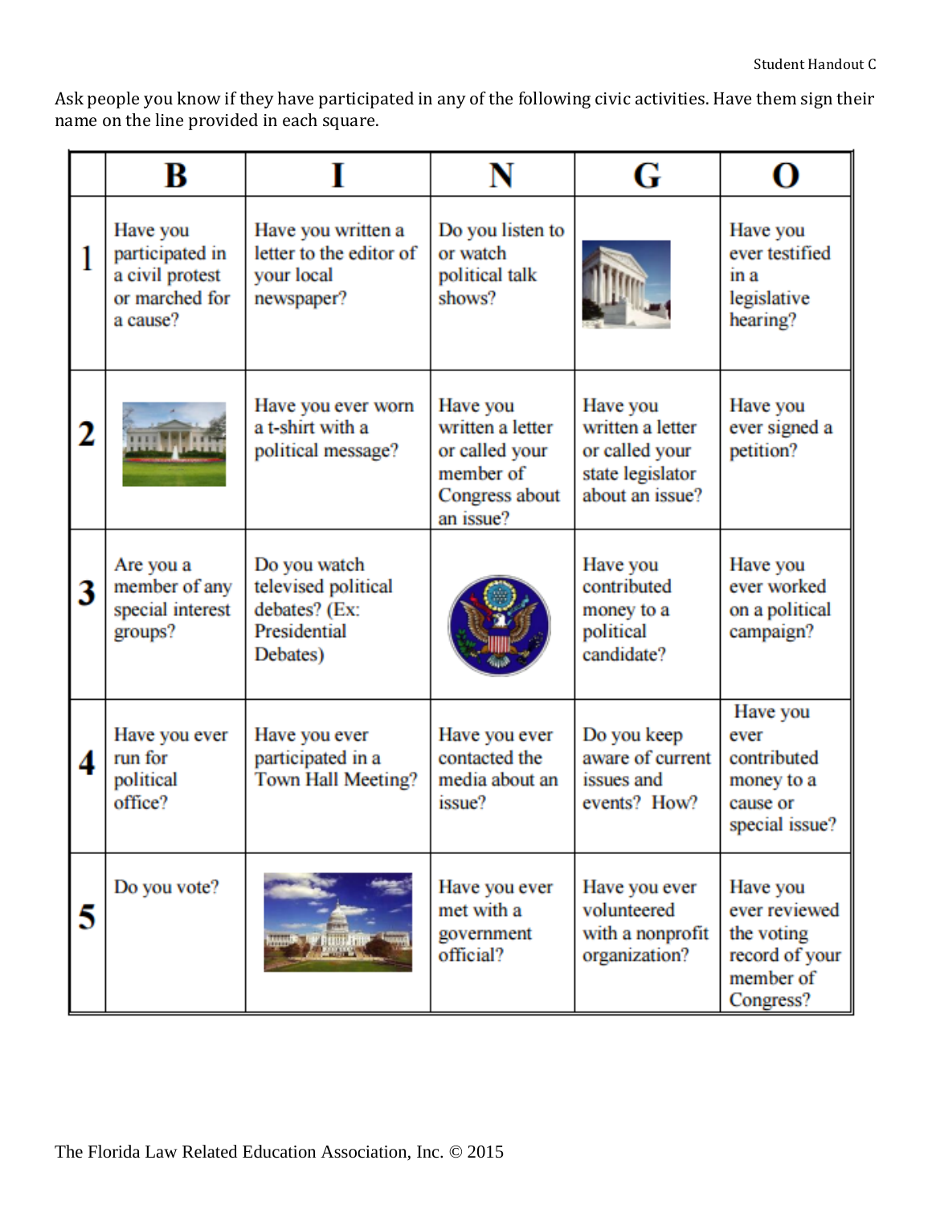Ask people you know if they have participated in any of the following civic activities. Have them sign their name on the line provided in each square.

| | B | I | N | G | O |
|---|---|---|---|---|---|
| 1 | Have you participated in a civil protest or marched for a cause? | Have you written a letter to the editor of your local newspaper? | Do you listen to or watch political talk shows? | | Have you ever testified in a legislative hearing? |
| 2 | | Have you ever worn a t-shirt with a political message? | Have you written a letter or called your member of Congress about an issue? | Have you written a letter or called your state legislator about an issue? | Have you ever signed a petition? |
| 3 | Are you a member of any special interest groups? | Do you watch televised political debates? (Ex: Presidential Debates) | | Have you contributed money to a political candidate? | Have you ever worked on a political campaign? |
| 4 | Have you ever run for political office? | Have you ever participated in a Town Hall Meeting? | Have you ever contacted the media about an issue? | Do you keep aware of current issues and events? How? | Have you ever contributed money to a cause or special issue? |
| 5 | Do you vote? | | Have you ever met with a government official? | Have you ever volunteered with a nonprofit organization? | Have you ever reviewed the voting record of your member of Congress? |

The Florida Law Related Education Association, Inc. © 2015